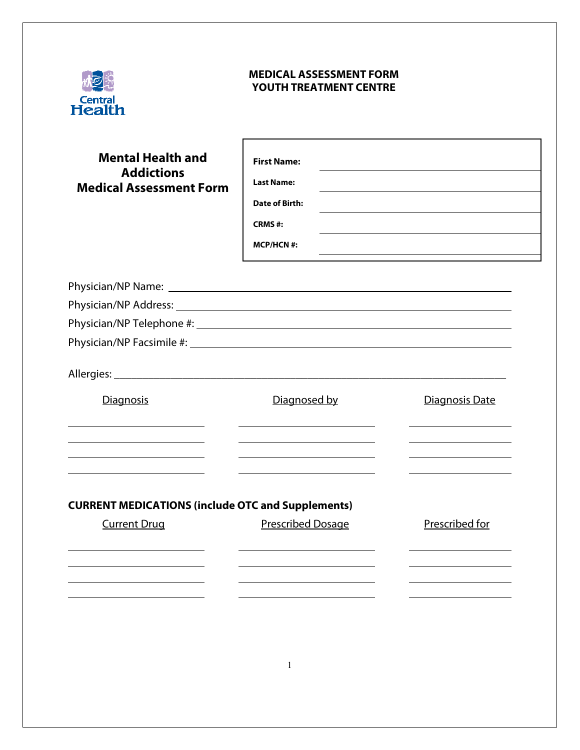Central Health

# MEDICAL ASSESSMENT FORM
# YOUTH TREATMENT CENTRE

## Mental Health and Addictions Medical Assessment Form

| | |
|---|---|
| **First Name:** | |
| **Last Name:** | |
| **Date of Birth:** | |
| **CRMS #:** | |
| **MCP/HCN #:** | |

Physician/NP Name: ______________________________

Physician/NP Address: ______________________________

Physician/NP Telephone #: ______________________________

Physician/NP Facsimile #: ______________________________

Allergies: ______________________________

| Diagnosis | Diagnosed by | Diagnosis Date |
|---|---|---|
| | | |
| | | |
| | | |
| | | |

**CURRENT MEDICATIONS (include OTC and Supplements)**

| Current Drug | Prescribed Dosage | Prescribed for |
|---|---|---|
| | | |
| | | |
| | | |
| | | |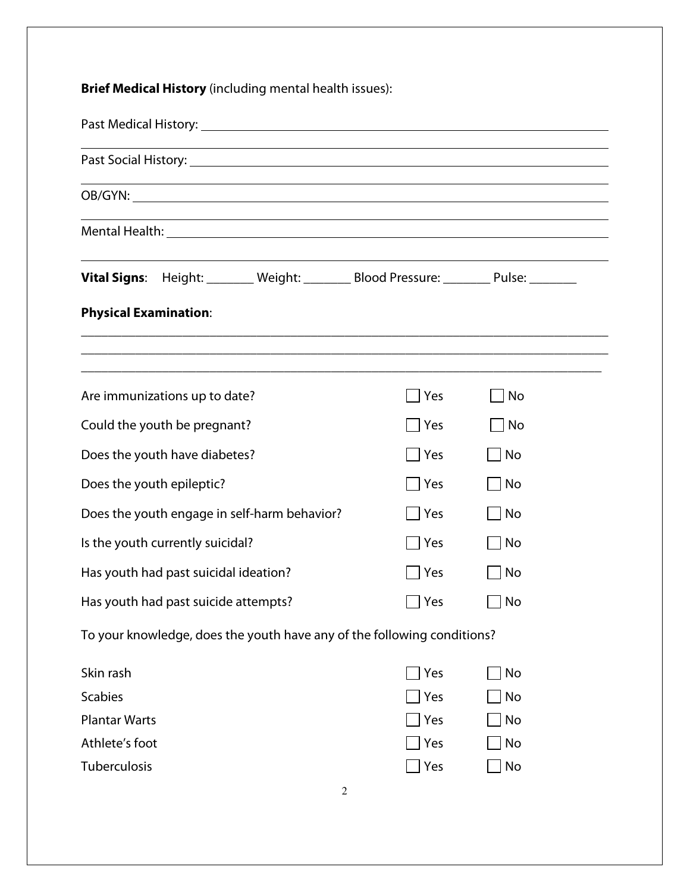**Brief Medical History** (including mental health issues):

Past Medical History: ______________________________________________________________

______________________________________________________________________________

Past Social History: ________________________________________________________________

______________________________________________________________________________

OB/GYN: _______________________________________________________________________

______________________________________________________________________________

Mental Health: ___________________________________________________________________

______________________________________________________________________________

**Vital Signs**: Height: _______ Weight: _______ Blood Pressure: _______ Pulse: _______

**Physical Examination**:

______________________________________________________________________________

______________________________________________________________________________

______________________________________________________________________________

| | | |
|---|---|---|
| Are immunizations up to date? | ☐ Yes | ☐ No |
| Could the youth be pregnant? | ☐ Yes | ☐ No |
| Does the youth have diabetes? | ☐ Yes | ☐ No |
| Does the youth epileptic? | ☐ Yes | ☐ No |
| Does the youth engage in self-harm behavior? | ☐ Yes | ☐ No |
| Is the youth currently suicidal? | ☐ Yes | ☐ No |
| Has youth had past suicidal ideation? | ☐ Yes | ☐ No |
| Has youth had past suicide attempts? | ☐ Yes | ☐ No |

To your knowledge, does the youth have any of the following conditions?

| | | |
|---|---|---|
| Skin rash | ☐ Yes | ☐ No |
| Scabies | ☐ Yes | ☐ No |
| Plantar Warts | ☐ Yes | ☐ No |
| Athlete's foot | ☐ Yes | ☐ No |
| Tuberculosis | ☐ Yes | ☐ No |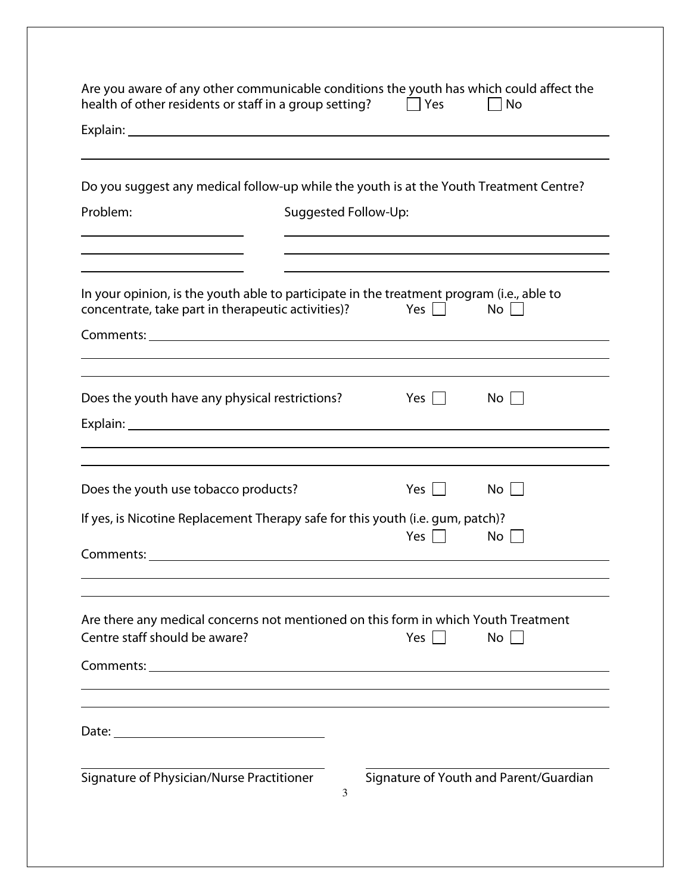Are you aware of any other communicable conditions the youth has which could affect the health of other residents or staff in a group setting? ☐ Yes ☐ No

Explain: \_\_\_\_\_\_\_\_\_\_\_\_\_\_\_\_\_\_\_\_\_\_\_\_\_\_\_\_\_\_\_\_\_\_\_\_\_\_\_\_

\_\_\_\_\_\_\_\_\_\_\_\_\_\_\_\_\_\_\_\_\_\_\_\_\_\_\_\_\_\_\_\_\_\_\_\_\_\_\_\_

Do you suggest any medical follow-up while the youth is at the Youth Treatment Centre?

| Problem: | Suggested Follow-Up: |
| --- | --- |
| | |
| | |
| | |

In your opinion, is the youth able to participate in the treatment program (i.e., able to concentrate, take part in therapeutic activities)? Yes ☐ No ☐

Comments: \_\_\_\_\_\_\_\_\_\_\_\_\_\_\_\_\_\_\_\_\_\_\_\_\_\_\_\_\_\_\_\_\_\_\_\_\_\_\_\_

\_\_\_\_\_\_\_\_\_\_\_\_\_\_\_\_\_\_\_\_\_\_\_\_\_\_\_\_\_\_\_\_\_\_\_\_\_\_\_\_

\_\_\_\_\_\_\_\_\_\_\_\_\_\_\_\_\_\_\_\_\_\_\_\_\_\_\_\_\_\_\_\_\_\_\_\_\_\_\_\_

Does the youth have any physical restrictions? Yes ☐ No ☐

Explain: \_\_\_\_\_\_\_\_\_\_\_\_\_\_\_\_\_\_\_\_\_\_\_\_\_\_\_\_\_\_\_\_\_\_\_\_\_\_\_\_

\_\_\_\_\_\_\_\_\_\_\_\_\_\_\_\_\_\_\_\_\_\_\_\_\_\_\_\_\_\_\_\_\_\_\_\_\_\_\_\_

\_\_\_\_\_\_\_\_\_\_\_\_\_\_\_\_\_\_\_\_\_\_\_\_\_\_\_\_\_\_\_\_\_\_\_\_\_\_\_\_

Does the youth use tobacco products? Yes ☐ No ☐

If yes, is Nicotine Replacement Therapy safe for this youth (i.e. gum, patch)? Yes ☐ No ☐

Comments: \_\_\_\_\_\_\_\_\_\_\_\_\_\_\_\_\_\_\_\_\_\_\_\_\_\_\_\_\_\_\_\_\_\_\_\_\_\_\_\_

\_\_\_\_\_\_\_\_\_\_\_\_\_\_\_\_\_\_\_\_\_\_\_\_\_\_\_\_\_\_\_\_\_\_\_\_\_\_\_\_

\_\_\_\_\_\_\_\_\_\_\_\_\_\_\_\_\_\_\_\_\_\_\_\_\_\_\_\_\_\_\_\_\_\_\_\_\_\_\_\_

Are there any medical concerns not mentioned on this form in which Youth Treatment Centre staff should be aware? Yes ☐ No ☐

Comments: \_\_\_\_\_\_\_\_\_\_\_\_\_\_\_\_\_\_\_\_\_\_\_\_\_\_\_\_\_\_\_\_\_\_\_\_\_\_\_\_

\_\_\_\_\_\_\_\_\_\_\_\_\_\_\_\_\_\_\_\_\_\_\_\_\_\_\_\_\_\_\_\_\_\_\_\_\_\_\_\_

\_\_\_\_\_\_\_\_\_\_\_\_\_\_\_\_\_\_\_\_\_\_\_\_\_\_\_\_\_\_\_\_\_\_\_\_\_\_\_\_

Date: \_\_\_\_\_\_\_\_\_\_\_\_\_\_\_\_\_\_\_\_

\_\_\_\_\_\_\_\_\_\_\_\_\_\_\_\_\_\_\_\_\_\_\_\_\_\_\_\_ \_\_\_\_\_\_\_\_\_\_\_\_\_\_\_\_\_\_\_\_\_\_\_\_\_\_\_\_

Signature of Physician/Nurse Practitioner Signature of Youth and Parent/Guardian